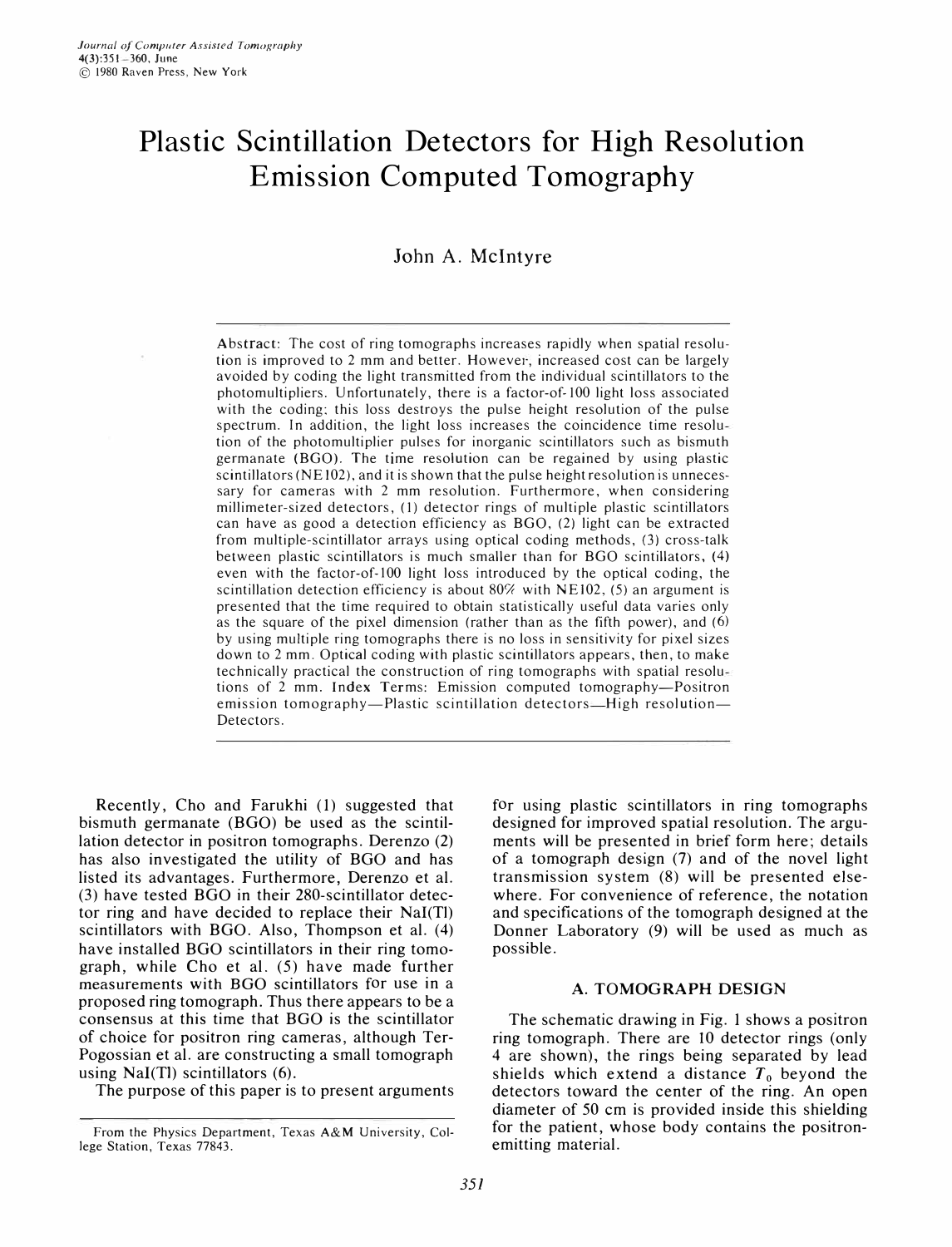# Plastic Scintillation Detectors for High Resolution Emission Computed Tomography

John A. McIntyre

**Abstract:** The cost of ring tomographs increases rapidly when spatial resolution is improved to 2 mm and better. However, increased cost can be largely avoided by coding the light transmitted from the individual scintillators to the photomultipliers. Unfortunately, there is a factor-of-100 light loss associated with the coding; this loss destroys the pulse height resolution of the pulse spectrum. In addition, the light loss increases the coincidence time resolution of the photomultiplier pulses for inorganic scintillators such as bismuth germanate (BGO). The time resolution can be regained by using plastic scintillators (NE102), and it is shown that the pulse height resolution is unnecessary for cameras with 2 mm resolution. Furthermore, when considering millimeter-sized detectors, (1) detector rings of multiple plastic scintillators can have as good a detection efficiency as BGO, (2) light can be extracted from multiple-scintillator arrays using optical coding methods, (3) cross-talk between plastic scintillators is much smaller than for BGO scintillators, (4) even with the factor-of-100 light loss introduced by the optical coding, the scintillation detection efficiency is about 80% with NE102, (5) an argument is presented that the time required to obtain statistically useful data varies only as the square of the pixel dimension (rather than as the fifth power), and (6) by using multiple ring tomographs there is no loss in sensitivity for pixel sizes down to 2 mm. Optical coding with plastic scintillators appears, then, to make technically practical the construction of ring tomographs with spatial resolutions of 2 mm. Index Terms: Emission computed tomography—Positron emission tomography—Plastic scintillation detectors—High resolution—Detectors.

Recently, Cho and Farukhi (1) suggested that bismuth germanate (BGO) be used as the scintillation detector in positron tomographs. Derenzo (2) has also investigated the utility of BGO and has listed its advantages. Furthermore, Derenzo et al. (3) have tested BGO in their 280-scintillator detector ring and have decided to replace their NaI(Tl) scintillators with BGO. Also, Thompson et al. (4) have installed BGO scintillators in their ring tomograph, while Cho et al. (5) have made further measurements with BGO scintillators for use in a proposed ring tomograph. Thus there appears to be a consensus at this time that BGO is the scintillator of choice for positron ring cameras, although Ter-Pogossian et al. are constructing a small tomograph using NaI(Tl) scintillators (6).

The purpose of this paper is to present arguments for using plastic scintillators in ring tomographs designed for improved spatial resolution. The arguments will be presented in brief form here; details of a tomograph design (7) and of the novel light transmission system (8) will be presented elsewhere. For convenience of reference, the notation and specifications of the tomograph designed at the Donner Laboratory (9) will be used as much as possible.

## A. TOMOGRAPH DESIGN

The schematic drawing in Fig. 1 shows a positron ring tomograph. There are 10 detector rings (only 4 are shown), the rings being separated by lead shields which extend a distance $T_0$ beyond the detectors toward the center of the ring. An open diameter of 50 cm is provided inside this shielding for the patient, whose body contains the positron-emitting material.

From the Physics Department, Texas A&M University, College Station, Texas 77843.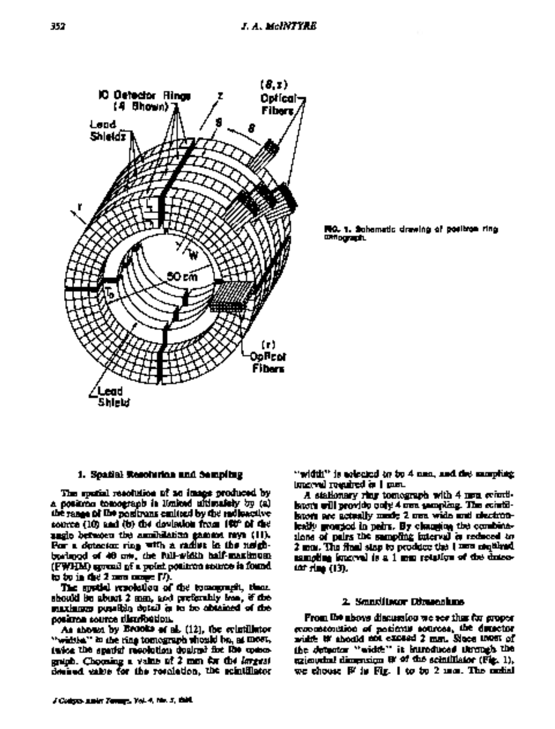FIG. 1. Schematic drawing of positron ring tomograph.

### 1. Spatial Resolution and Sampling

The spatial resolution of an image produced by a positron tomograph is limited ultimately by (a) the range of the positrons emitted by the radioactive source (10) and (b) the deviation from 180° of the angle between the annihilation gamma rays (11). For a detector ring with a radius in the neighborhood of 40 cm, the full-width half-maximum (FWHM) spread of a point positron source is found to be in the 2 mm range (7).

The spatial resolution of the tomograph, then, should be about 2 mm, and preferably less, if the maximum possible detail is to be obtained of the positron source distribution.

As shown by Brooks et al. (12), the scintillator "width" in the ring tomograph should be, at most, twice the spatial resolution desired for the tomograph. Choosing a value of 2 mm for the *largest* desired value for the resolution, the scintillator "width" is selected to be 4 mm, and the sampling interval required is 1 mm.

A stationary ring tomograph with 4 mm scintillators will provide only 4 mm sampling. The scintillators are actually made 2 mm wide and electronically grouped in pairs. By changing the combinations of pairs the sampling interval is reduced to 2 mm. The final step to produce the 1 mm required sampling interval is a 1 mm rotation of the detector ring (13).

### 2. Scintillator Dimensions

From the above discussion we see that for proper reconstruction of positron sources, the detector width $W$ should not exceed 2 mm. Since most of the detector "width" is introduced through the azimuthal dimension $W$ of the scintillator (Fig. 1), we choose $W$ in Fig. 1 to be 2 mm. The radial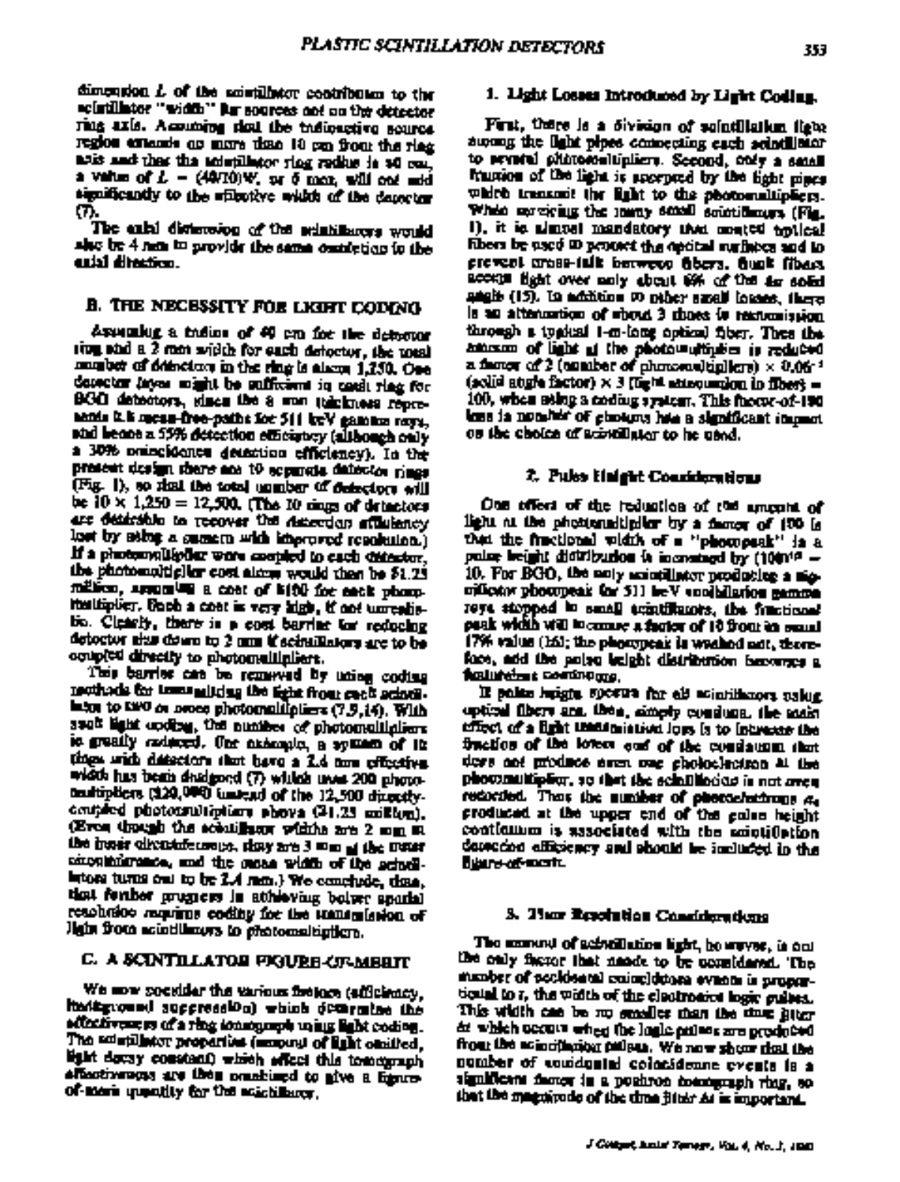dimension $L$ of the scintillator contributes to the scintillator "width" for sources not on the detector ring axis. Assuming that the radioactive source region extends no more than 10 cm from the ring axis and that the scintillator ring radius is 40 cm, a value of $L$ = (40/10)W, or 8 mm, will not add significantly to the effective width of the detector (7).

The axial dimension of the scintillators would also be 4 mm to provide the same resolution in the axial direction.

## B. THE NECESSITY FOR LIGHT CODING

Assuming a radius of 40 cm for the detector ring and a 2 mm width for each detector, the total number of detectors in the ring is about 1,250. One detector layer might be sufficient in each ring for BGO detectors, since the 8 mm thickness represents 0.8 mean-free-paths for 511 keV gamma rays, and hence a 55% detection efficiency (although only a 30% coincidence detection efficiency). In the present design there are 10 separate detector rings (Fig. 1), so that the total number of detectors will be 10 × 1,250 = 12,500. (The 10 rings of detectors are desirable to recover the detection efficiency lost by using a camera with improved resolution.) If a photomultiplier were coupled to each detector, the photomultiplier cost alone would then be $1.25 million, assuming a cost of $100 for each photomultiplier. Such a cost is very high, if not unrealistic. Clearly, there is a cost barrier for reducing detector size down to 2 mm if scintillators are to be coupled directly to photomultipliers.

This barrier can be removed by using coding methods for transmitting the light from each scintillator to two or more photomultipliers (7,9,14). With such light coding, the number of photomultipliers is greatly reduced. One example, a system of 16 rings with detectors that have a 2.4 mm effective width has been designed (7) which uses 200 photomultipliers ($20,000) instead of the 12,500 directly-coupled photomultipliers above ($1.25 million). (Even though the scintillator widths are 2 mm at the inner circumference, they are 3 mm at the outer circumference, and the mean width of the scintillators turns out to be 2.4 mm.) We conclude, thus, that further progress in achieving better spatial resolution requires coding for the transmission of light from scintillators to photomultipliers.

## C. A SCINTILLATOR FIGURE-OF-MERIT

We now consider the various factors (efficiency, background suppression) which determine the effectiveness of a ring tomograph using light coding. The scintillator properties (amount of light emitted, light decay constant) which affect this tomograph effectiveness are then combined to give a figure-of-merit quantity for the scintillators.

### 1. Light Losses Introduced by Light Coding.

First, there is a division of scintillation light among the light pipes connecting each scintillator to several photomultipliers. Second, only a small fraction of the light is accepted by the light pipes which transmit the light to the photomultipliers. When servicing the many small scintillators (Fig. 1), it is almost mandatory that coated optical fibers be used to protect the optical surfaces and to prevent cross-talk between fibers. Such fibers accept light over only about 6% of the 4π solid angle (15). In addition to other small losses, there is an attenuation of about 3 times in transmission through a typical 1-m-long optical fiber. Thus the amount of light at the photomultiplier is reduced a factor of 2 (number of photomultipliers) × $0.06^{-1}$ (solid angle factor) × 3 (light attenuation in fiber) = 100, when using a coding system. This factor-of-100 loss in number of photons has a significant impact on the choice of scintillator to be used.

### 2. Pulse Height Considerations

One effect of the reduction of the amount of light at the photomultiplier by a factor of 100 is that the fractional width of a "photopeak" in a pulse height distribution is increased by $(100)^{1/2}$ = 10. For BGO, the only scintillator producing a significant photopeak for 511 keV annihilation gamma rays stopped in small scintillators, the fractional peak width will increase a factor of 10 from its usual 17% value (16); the photopeak is washed out, therefore, and the pulse height distribution becomes a featureless continuum.

If pulse height spectra for all scintillators using optical fibers are, then, simply continua, the main effect of a light transmission loss is to increase the fraction of the lower end of the continuum that does not produce even one photoelectron at the photomultiplier, so that the scintillation is not even recorded. Thus the number of photoelectrons $n_e$ produced at the upper end of the pulse height continuum is associated with the scintillation detection efficiency and should be included in the figure-of-merit.

### 3. Time Resolution Considerations

The amount of scintillation light, however, is not the only factor that needs to be considered. The number of accidental coincidence events is proportional to $\tau$, the width of the electronics logic pulses. This width can be no smaller than the time jitter $\Delta t$ which occurs when the logic pulses are produced from the scintillation pulses. We now show that the number of accidental coincidence events is a significant factor in a positron tomograph ring, so that the magnitude of the time jitter $\Delta t$ is important.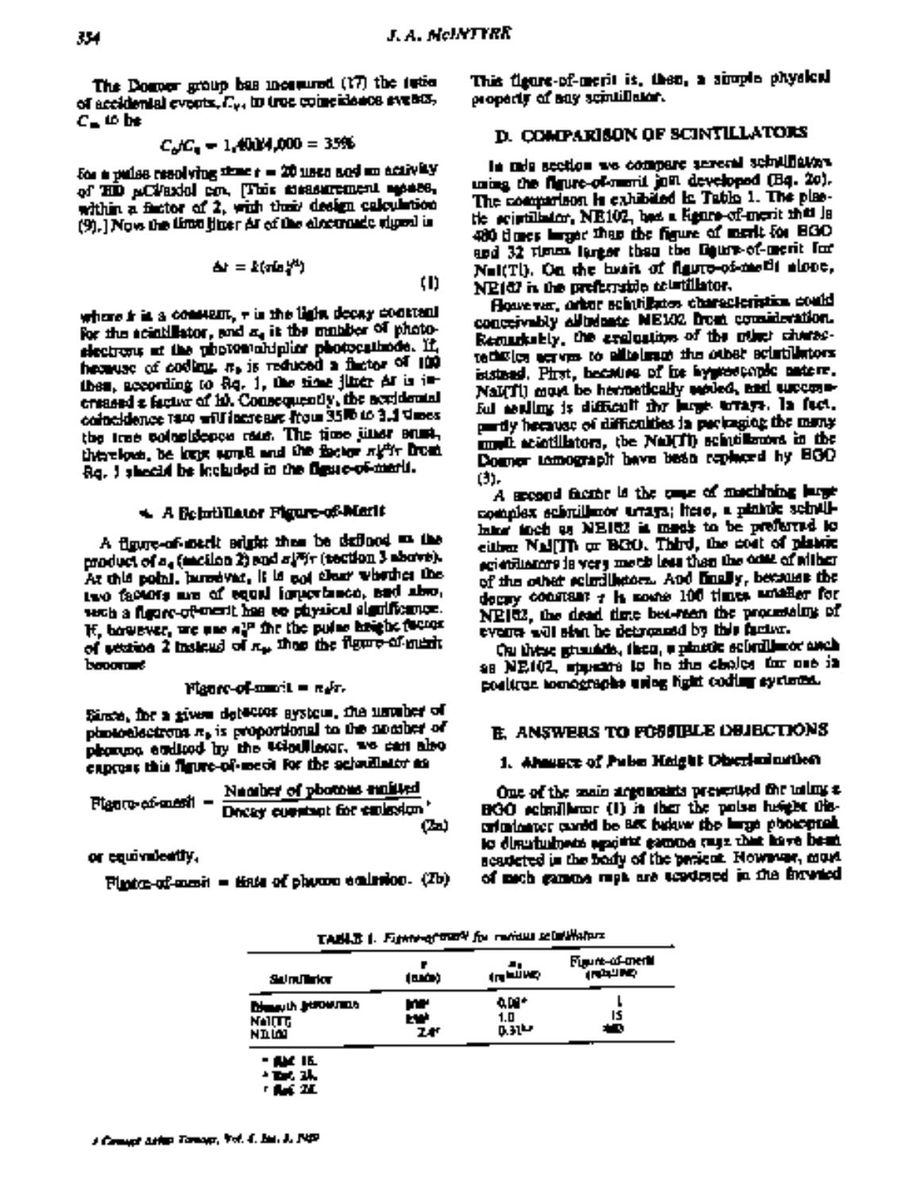The Donner group has measured (17) the ratio of accidental events, $C_A$, to true coincidence events, $C_T$, to be

$$C_A/C_T = 1{,}400/4{,}000 = 35\%$$

for a pulse resolving time $t = 20$ nsec and an activity of 300 μCi/axial cm. [This measurement agrees, within a factor of 2, with their design calculation (9).] Now the time jitter $\Delta t$ of the electronic signal is

$$\Delta t = k(\tau/n_e)^{1/2} \tag{1}$$

where $k$ is a constant, $\tau$ is the light decay constant for the scintillator, and $n_e$ is the number of photoelectrons at the photomultiplier photocathode. If, because of coding, $n_e$ is reduced a factor of 100 then, according to Eq. 1, the time jitter $\Delta t$ is increased a factor of 10. Consequently, the accidental coincidence rate will increase from 35% to 3.5 times the true coincidence rate. The time jitter must, therefore, be kept small and the factor $n_e^{1/2}/\tau$ from Eq. 1 should be included in the figure-of-merit.

### 4. A Scintillator Figure-of-Merit

A figure-of-merit might then be defined as the product of $n_e$ (section 2) and $n_e^{1/2}/\tau$ (section 3 above). At this point, however, it is not clear whether the two factors are of equal importance, and also, such a figure-of-merit has no physical significance. If, however, we use $n_e^{1/2}$ for the pulse height factor of section 2 instead of $n_e$, then the figure-of-merit becomes

$$\text{Figure-of-merit} = n_e/\tau.$$

Since, for a given detector system, the number of photoelectrons $n_e$ is proportional to the number of photons emitted by the scintillator, we can also express this figure-of-merit for the scintillator as

$$\text{Figure-of-merit} = \frac{\text{Number of photons emitted}}{\text{Decay constant for emission}}, \tag{2a}$$

or equivalently,

$$\text{Figure-of-merit} = \text{Rate of photon emission}. \tag{2b}$$

This figure-of-merit is, then, a simple physical property of any scintillator.

## D. COMPARISON OF SCINTILLATORS

In this section we compare several scintillators using the figure-of-merit just developed (Eq. 2a). The comparison is exhibited in Table 1. The plastic scintillator, NE102, has a figure-of-merit that is 480 times larger than the figure of merit for BGO and 32 times larger than the figure-of-merit for NaI(Tl). On the basis of figure-of-merit alone, NE102 is the preferable scintillator.

However, other scintillator characteristics could conceivably eliminate NE102 from consideration. Remarkably, the evaluation of the other characteristics serves to eliminate the other scintillators instead. First, because of its hygroscopic nature, NaI(Tl) must be hermetically sealed, and successful sealing is difficult for large arrays. In fact, partly because of difficulties in packaging the many small scintillators, the NaI(Tl) scintillators in the Donner tomograph have been replaced by BGO (3).

A second factor is the ease of machining large complex scintillator arrays; here, a plastic scintillator such as NE102 is much to be preferred to either NaI(Tl) or BGO. Third, the cost of plastic scintillators is very much less than the cost of either of the other scintillators. And finally, because the decay constant $\tau$ is some 100 times smaller for NE102, the dead time between the processing of events will also be decreased by this factor.

On these grounds, then, a plastic scintillator such as NE102, appears to be the choice for use in positron tomographs using light coding systems.

## E. ANSWERS TO POSSIBLE OBJECTIONS

### 1. Absence of Pulse Height Discrimination

One of the main arguments presented for using a BGO scintillator (1) is that the pulse height discriminator could be set below the large photopeak to discriminate against gamma rays that have been scattered in the body of the patient. However, most of such gamma rays are scattered in the forward

TABLE 1. *Figure-of-merit for various scintillators*

| Scintillator | $\tau$ (nsec) | $n_e$ (relative) | Figure-of-merit (relative) |
|---|---|---|---|
| Bismuth germanate | 300[a] | 0.08[a] | 1 |
| NaI(Tl) | 250[b] | 1.0 | 15 |
| NE102 | 2.4[c] | 0.31[b,c] | 480 |

[a] Ref. 15.
[b] Ref. 24.
[c] Ref. 25.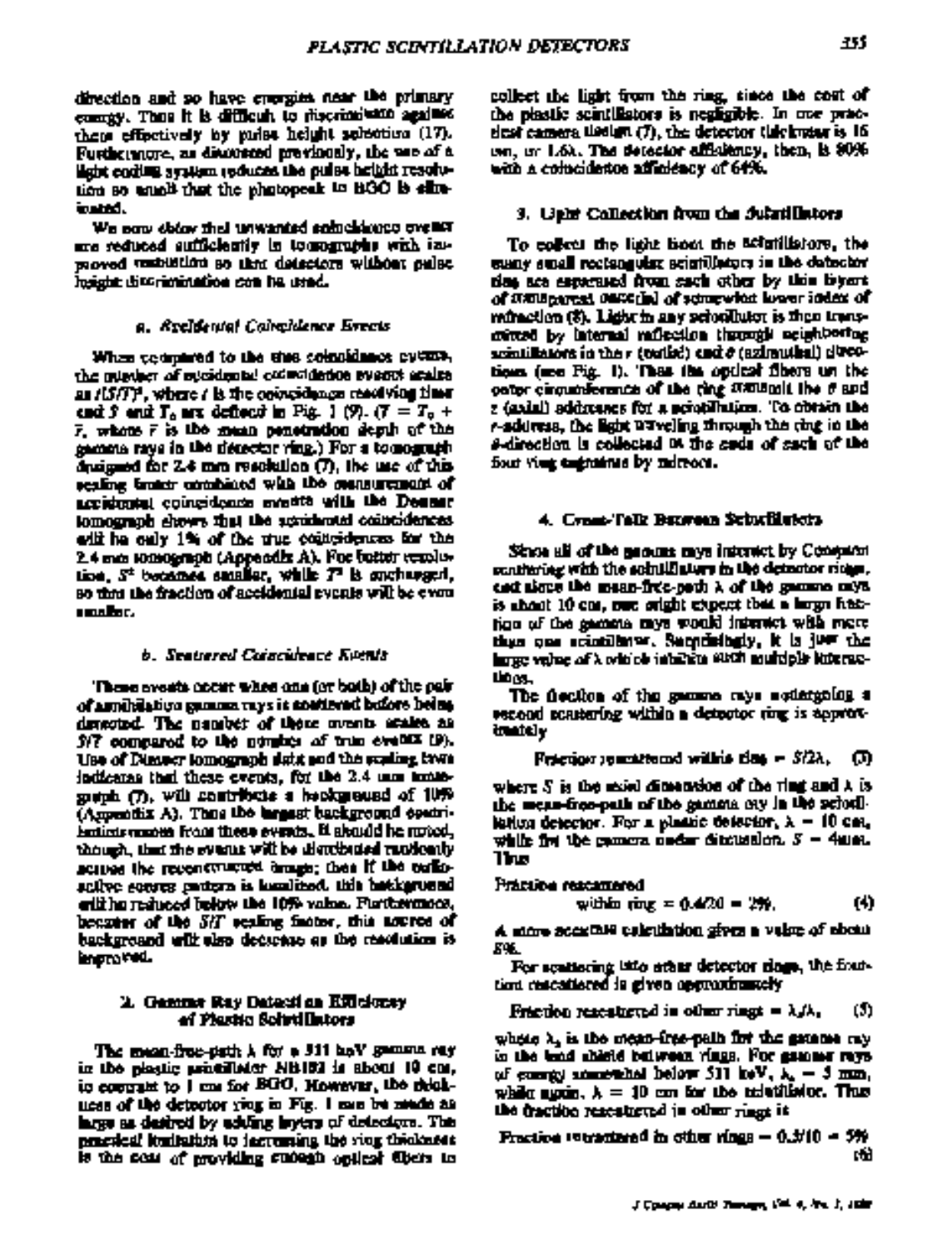direction and so have energies near the primary energy. Thus it is difficult to discriminate against these effectively by pulse height selection (17). Furthermore, as discussed previously, the use of a light coding system reduces the pulse height resolution so much that the photopeak in BGO is eliminated.

We now show that unwanted coincidence events are reduced sufficiently in tomographs with improved resolution so that detectors without pulse height discrimination can be used.

#### a. Accidental Coincidence Events

When compared to the true coincidence events, the number of accidental coincidence events scales as $t(S/T)^2$, where $t$ is the coincidence resolving time and $S$ and $T_0$ are defined in Fig. 1 (9). ($T = T_0 + \bar{T}$, where $\bar{T}$ is the mean penetration depth of the gamma rays in the detector ring.) For a tomograph designed for 2.4 mm resolution (7), the use of this scaling factor combined with the measurement of accidental coincidence events with the Donner tomograph shows that the accidental coincidences will be only 1% of the true coincidences for the 2.4 mm tomograph (Appendix A). For better resolution, $S^2$ becomes smaller, while $T^2$ is unchanged, so that the fraction of accidental events will be even smaller.

#### b. Scattered Coincidence Events

These events occur when one (or both) of the pair of annihilation gamma rays is scattered before being detected. The number of these events scales as $S/T$ compared to the number of true events (9). Use of Donner tomograph data and the scaling laws indicates that these events, for the 2.4 mm tomograph (7), will contribute a background of 10% (Appendix A). Thus the largest background contribution comes from these events. It should be noted, though, that the events will be distributed randomly across the reconstructed image; thus if the radioactive source pattern is localized, this background will be reduced below the 10% value. Furthermore, because of the $S/T$ scaling factor, this source of background will also decrease as the resolution is improved.

### 2. Gamma Ray Detection Efficiency of Plastic Scintillators

The mean-free-path $\lambda$ for a 511 keV gamma ray in the plastic scintillator NE102 is about 10 cm, in contrast to 1 cm for BGO. However, the thickness of the detector ring in Fig. 1 can be made as large as desired by adding layers of detectors. The practical limitation to increasing the ring thickness is the cost of providing enough optical fibers to collect the light from the ring, since the cost of the plastic scintillators is negligible. In one practical camera design (7), the detector thickness is 16 cm, or $1.6\lambda$. The detector efficiency, then, is 80% with a coincidence efficiency of 64%.

### 3. Light Collection from the Scintillators

To collect the light from the scintillators, the many small rectangular scintillators in the detector ring are separated from each other by thin layers of transparent material of somewhat lower index of refraction (8). Light in any scintillator is then transmitted by internal reflection through neighboring scintillators in the $r$ (radial) and $\theta$ (azimuthal) directions (see Fig. 1). Thus the optical fibers on the outer circumference of the ring transmit the $\theta$ and $z$ (axial) addresses for a scintillation. To obtain the $r$-address, the light traveling through the ring in the $\theta$-direction is collected at the ends of each of the four ring segments by mirrors.

### 4. Cross-Talk Between Scintillators

Since all of the gamma rays interact by Compton scattering with the scintillators in the detector rings, and since the mean-free-path $\lambda$ of the gamma rays is about 10 cm, one might expect that a large fraction of the gamma rays would interact with more than one scintillator. Surprisingly, it is just the large value of $\lambda$ which inhibits such multiple interactions.

The fraction of the gamma rays undergoing a second scattering within a detector ring is approximately

$$\text{Fraction rescattered within ring} = S/2\lambda, \quad (3)$$

where $S$ is the axial dimension of the ring and $\lambda$ is the mean-free-path of the gamma ray in the scintillation detector. For a plastic detector, $\lambda = 10$ cm, while for the camera under discussion, $S = 4$ mm. Thus

$$\text{Fraction rescattered within ring} = 0.4/20 = 2\%. \quad (4)$$

A more accurate calculation gives a value of about 5%.

For scattering into other detector rings, the fraction rescattered is given approximately

$$\text{Fraction rescattered in other rings} = \lambda_s/\lambda, \quad (5)$$

where $\lambda_s$ is the mean-free-path for the gamma ray in the lead shield between rings. For gamma rays of energy somewhat below 511 keV, $\lambda_s = 5$ mm, while again, $\lambda = 10$ cm for the scintillator. Thus the fraction rescattered in other rings is

$$\text{Fraction rescattered in other rings} = 0.5/10 = 5\% \quad (6)$$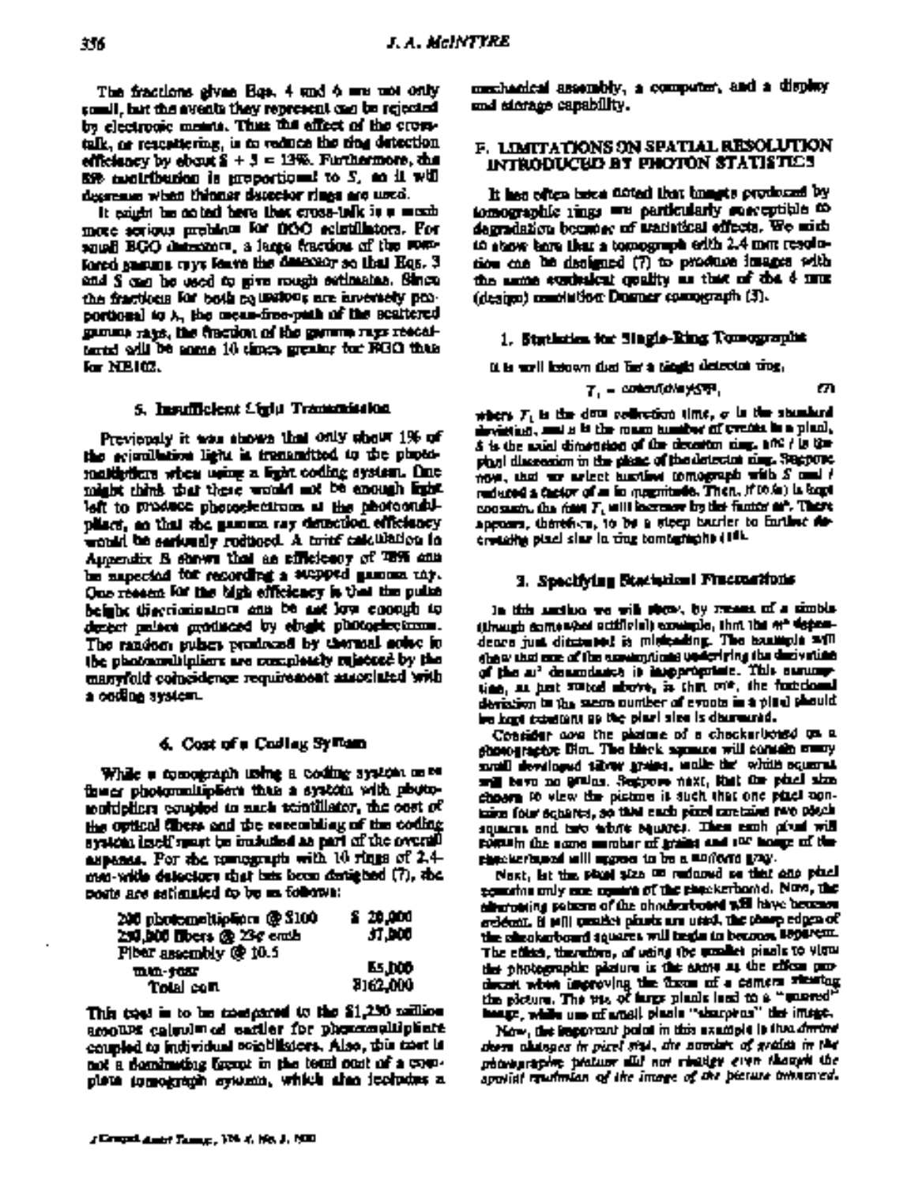The fractions given Eqs. 4 and 6 are not only small, but the events they represent can be rejected by electronic means. Thus the effect of the cross-talk, or rescattering, is to reduce the ring detection efficiency by about 8 + 5 = 13%. Furthermore, the 8% contribution is proportional to $S$, so it will decrease when thinner detector rings are used.

It might be noted here that cross-talk is a much more serious problem for BGO scintillators. For small BGO detectors, a large fraction of the scattered gamma rays leave the detector so that Eqs. 3 and 5 can be used to give rough estimates. Since the fractions for both equations are inversely proportional to $\lambda$, the mean-free-path of the scattered gamma rays, the fraction of the gamma rays rescattered will be some 10 times greater for BGO than for NE102.

### 5. Insufficient Light Transmission

Previously it was shown that only about 1% of the scintillation light is transmitted to the photomultipliers when using a light coding system. One might think that there would not be enough light left to produce photoelectrons at the photomultiplier, so that the gamma ray detection efficiency would be seriously reduced. A brief calculation in Appendix B shows that an efficiency of 78% can be expected for recording a stopped gamma ray. One reason for the high efficiency is that the pulse height discriminators can be set low enough to detect pulses produced by single photoelectrons. The random pulses produced by thermal noise in the photomultipliers are completely rejected by the manyfold coincidence requirement associated with a coding system.

### 6. Cost of a Coding System

While a tomograph using a coding system uses fewer photomultipliers than a system with photomultipliers coupled to each scintillator, the cost of the optical fibers and the assembling of the coding system itself must be included as part of the overall expense. For the tomograph with 10 rings of 2.4-mm-wide detectors that has been designed (7), the costs are estimated to be as follows:

| | |
|---|---|
| 200 photomultipliers @ $100 | $ 20,000 |
| 250,000 fibers @ 23¢ each | 57,000 |
| Fiber assembly @ 10.5 man-year | 85,000 |
| Total cost | $162,000 |

This cost is to be compared to the $1,230 million amount calculated earlier for photomultipliers coupled to individual scintillators. Also, this cost is not a dominating factor in the total cost of a complete tomograph system, which also includes a mechanical assembly, a computer, and a display and storage capability.

## F. LIMITATIONS ON SPATIAL RESOLUTION INTRODUCED BY PHOTON STATISTICS

It has often been noted that images produced by tomographic rings are particularly susceptible to degradation because of statistical effects. We wish to show here that a tomograph with 2.4 mm resolution can be designed (7) to produce images with the same statistical quality as that of the 6 mm (design) resolution Donner tomograph (3).

### 1. Statistics for Single-Ring Tomographs

It is well known that for a single detector ring,

$$T_1 = \mathrm{const}/(\sigma/n)^2 S l^3, \tag{7}$$

where $T_1$ is the data collection time, $\sigma$ is the standard deviation, and $n$ is the mean number of events in a pixel, $S$ is the axial dimension of the detector ring, and $l$ is the pixel dimension in the plane of the detector ring. Suppose now, that we select another tomograph with $S$ and $l$ reduced a factor of $a$ in magnitude. Then, if $(\sigma/n)$ is kept constant, the time $T_1$ will increase by the factor $a^4$. There appears, therefore, to be a steep barrier to further decreasing pixel size in ring tomographs (18).

### 2. Specifying Statistical Fluctuations

In this section we will show, by means of a simple (though somewhat artificial) example, that the $a^4$ dependence just discussed is misleading. The example will show that one of the assumptions underlying the derivation of the $a^4$ dependence is inappropriate. This assumption, as just stated above, is that $\sigma/n$, the fractional deviation in the mean number of events in a pixel should be kept constant as the pixel size is decreased.

Consider now the picture of a checkerboard on a photographic film. The black squares will contain many small developed silver grains, while the white squares will have no grains. Suppose next, that the pixel size chosen to view the picture is such that one pixel contains four squares, so that each pixel contains two black squares and two white squares. Then each pixel will contain the same number of grains and the image of the checkerboard will appear to be a uniform gray.

Next, let the pixel size be reduced so that one pixel contains only one square of the checkerboard. Now, the alternating pattern of the checkerboard will have become evident. If still smaller pixels are used, the sharp edges of the checkerboard squares will begin to become apparent. The effect, therefore, of using the smaller pixels to view the photographic picture is the same as the effect produced when improving the focus of a camera viewing the picture. The use of large pixels lead to a "smeared" image, while use of small pixels "sharpens" the image.

Now, the important point in this example is that *during these changes in pixel size, the number of grains in the photographic picture did not change even though the spatial resolution of the image of the picture improved.*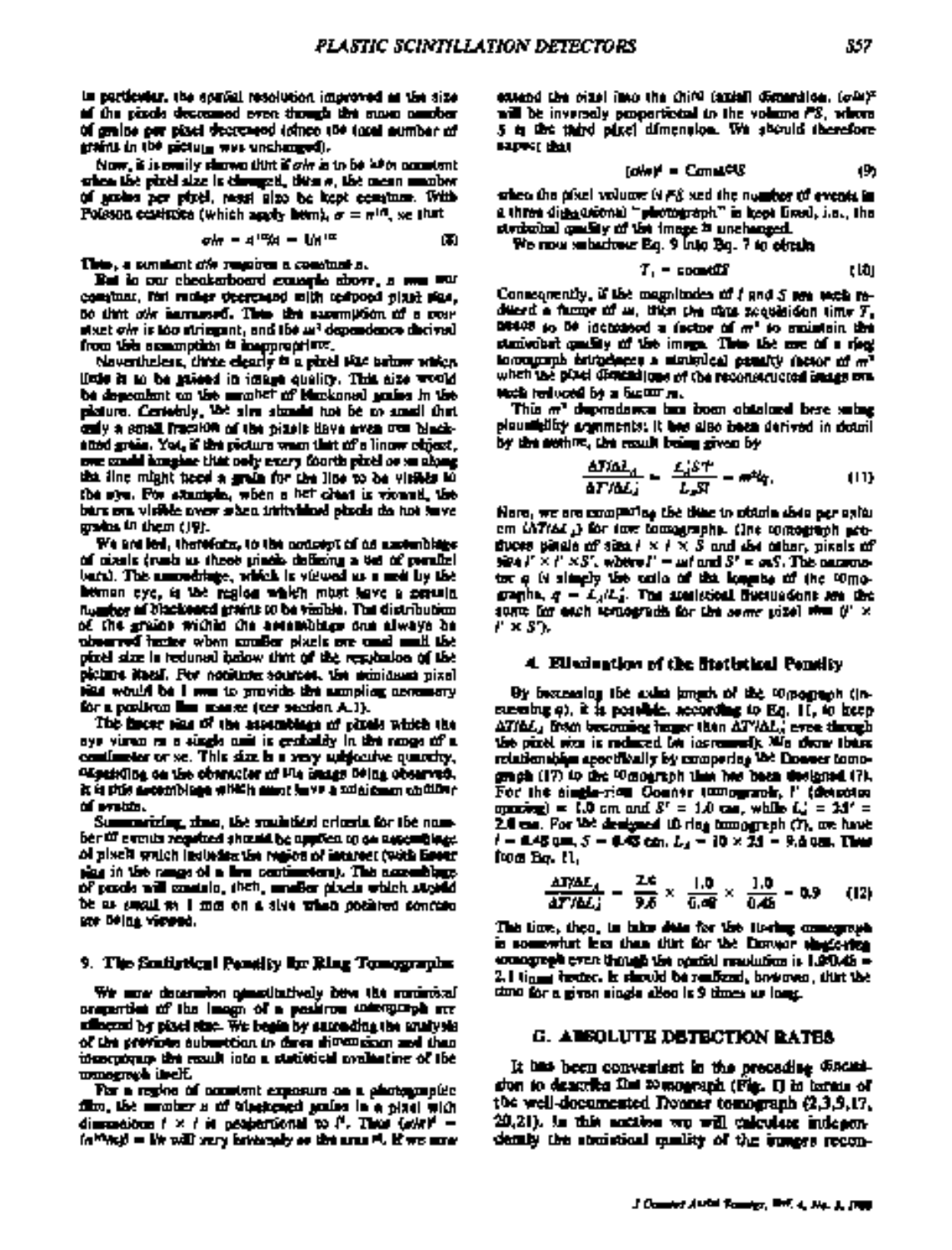In particular, the spatial resolution improved as the size of the pixels decreased even though the mean number of grains per pixel decreased (since the total number of grains in the picture was unchanged).

Now, it is easily shown that if $\sigma/n$ is to be kept constant when the pixel size is changed, then $n$, the mean number of grains per pixel, must also be kept constant. With Poisson statistics (which apply here), $\sigma = n^{1/2}$, so that

$$\sigma/n = n^{1/2}/n = 1/n^{1/2} \qquad (8)$$

Thus, a constant $\sigma/n$ requires a constant $n$.

But in our checkerboard example above, $n$ was not constant, but rather decreased with reduced pixel size, so that $\sigma/n$ increased. Thus the assumption of a constant $\sigma/n$ is too stringent, and the $m^3$ dependence derived from this assumption is inappropriate.

Nevertheless, there clearly is a pixel size below which little is to be gained in image quality. This size would be dependent on the number of blackened grains in the picture. Certainly, the size should not be so small that only a small fraction of the pixels have even one blackened grain. Yet, if the picture were that of a linear object, one could imagine that only every fourth pixel or so along the line might need a grain for the line to be visible to the eye. For example, when a bar chart is viewed, the bars are visible even when individual pixels do not have grains in them (19).

We are led, therefore, to the concept of an assemblage of pixels (such as those pixels defining a set of parallel bars). The assemblage, which is viewed as a unit by the human eye, is the region which must have a certain number of blackened grains to be visible. The distribution of the grains within the assemblage can always be observed better when smaller pixels are used until the pixel size is reduced below that of the resolution of the picture itself. For positron sources, the minimum pixel size would be 1 mm to provide the sampling necessary for a positron line source (see section A.1).

The linear size of the assemblage of pixels which the eye views as a single unit is probably in the range of a centimeter or so. This size is a very subjective quantity, depending on the character of the image being observed. It is this assemblage which must have a minimum number of events.

Summarizing, then, the statistical criteria for the number of events required should be applied to an assemblage of pixels which includes the region of interest (with linear size in the range of a few centimeters). The assemblage of pixels will contain, then, smaller pixels which should be as small as 1 mm on a side when positron sources are being viewed.

## 9. The Statistical Penalty for Ring Tomographs

We now determine quantitatively how the statistical properties of the image of a positron tomograph are affected by pixel size. We begin by extending the analysis of the previous subsection to three dimensions and then incorporate the result into a statistical evaluation of the tomograph itself.

For a region of constant exposure on a photographic film, the number $n$ of blackened grains in a pixel with dimensions $l \times l$ is proportional to $l^2$. Thus $(\sigma/n)^2 = (n^{1/2}/n)^2 = 1/n$ will vary inversely as the area $l^2$. If we now extend the pixel into the third (axial) dimension, $(\sigma/n)^2$ will be inversely proportional to the volume $l^2S$, where $S$ is the third pixel dimension. We should therefore expect that

$$(\sigma/n)^2 = \text{Const}/l^2S \qquad (9)$$

when the pixel volume ($l^2S$) and the number of events in a three dimensional "photograph" is kept fixed, i.e., the statistical quality of the image is unchanged.

We now substitute Eq. 9 into Eq. 7 to obtain

$$T_i = \text{const}/l^2 \qquad (10)$$

Consequently, if the magnitudes of $l$ and $S$ are each reduced a factor of $m$, then the data acquisition time $T_i$ needs to be increased a factor of $m^3$ to maintain the statistical quality of the image. Thus the use of a ring tomograph introduces a statistical penalty factor of $m^3$ when the pixel dimensions of the reconstructed image are each reduced by a factor $m$.

This $m^3$ dependence has been obtained here using plausibility arguments; it has also been derived in detail by the author, the result being given by

$$\frac{\Delta T/\Delta L_d}{\Delta T'/\Delta L_d'} = \frac{L_d'S'l'^2}{L_dSl^2} = m^3/q. \qquad (11)$$

Here, we are comparing the time to obtain data per axial cm ($\Delta T/\Delta L_d$) for two tomographs. One tomograph produces pixels of size $l \times l \times S$ and the other, pixels of size $l' \times l' \times S'$, where $l' = ml$ and $S' = mS$. The parameter $q$ is simply the ratio of the lengths of the tomographs, $q = L_d/L_d'$. The statistical fluctuations are the same for each tomograph for the *same* pixel size ($l' \times l' \times S'$).

### 4. Elimination of the Statistical Penalty

By increasing the axial length of the tomograph (increasing $q$), it is possible, according to Eq. 11, to keep $\Delta T/\Delta L_d$ from becoming larger than $\Delta T'/\Delta L_d'$ even though the pixel size is reduced ($m$ increased). We draw these relationships specifically by comparing the Donner tomograph (17) to the tomograph that has been designed (7). For the single-ring Donner tomograph, $l'$ (detector spacing) = 1.0 cm and $S' = 1.0$ cm, while $L_d' = 2S' = 2.0$ cm. For the designed 10 ring tomograph (7), we have $l = 0.48$ cm, $S = 0.48$ cm, $L_d = 10 \times 2S = 9.6$ cm. Thus from Eq. 11,

$$\frac{\Delta T/\Delta L_d}{\Delta T'/\Delta L_d'} = \frac{2.0}{9.6} \times \frac{1.0}{0.48} \times \frac{1.0}{0.48} = 0.9 \qquad (12)$$

The time, then, to take data for the 10-ring tomograph is somewhat less than that for the Donner single-ring tomograph even though the spatial resolution is 1.0/0.48 = 2.1 times better. It should be realized, however, that the time for a given single slice is 9 times as long.

## G. ABSOLUTE DETECTION RATES

It has been convenient in the preceding discussion to describe the tomograph (Fig. 1) in terms of the well-documented Donner tomograph (2,3,9,17, 20,21). In this section we will calculate independently the statistical quality of the images recon-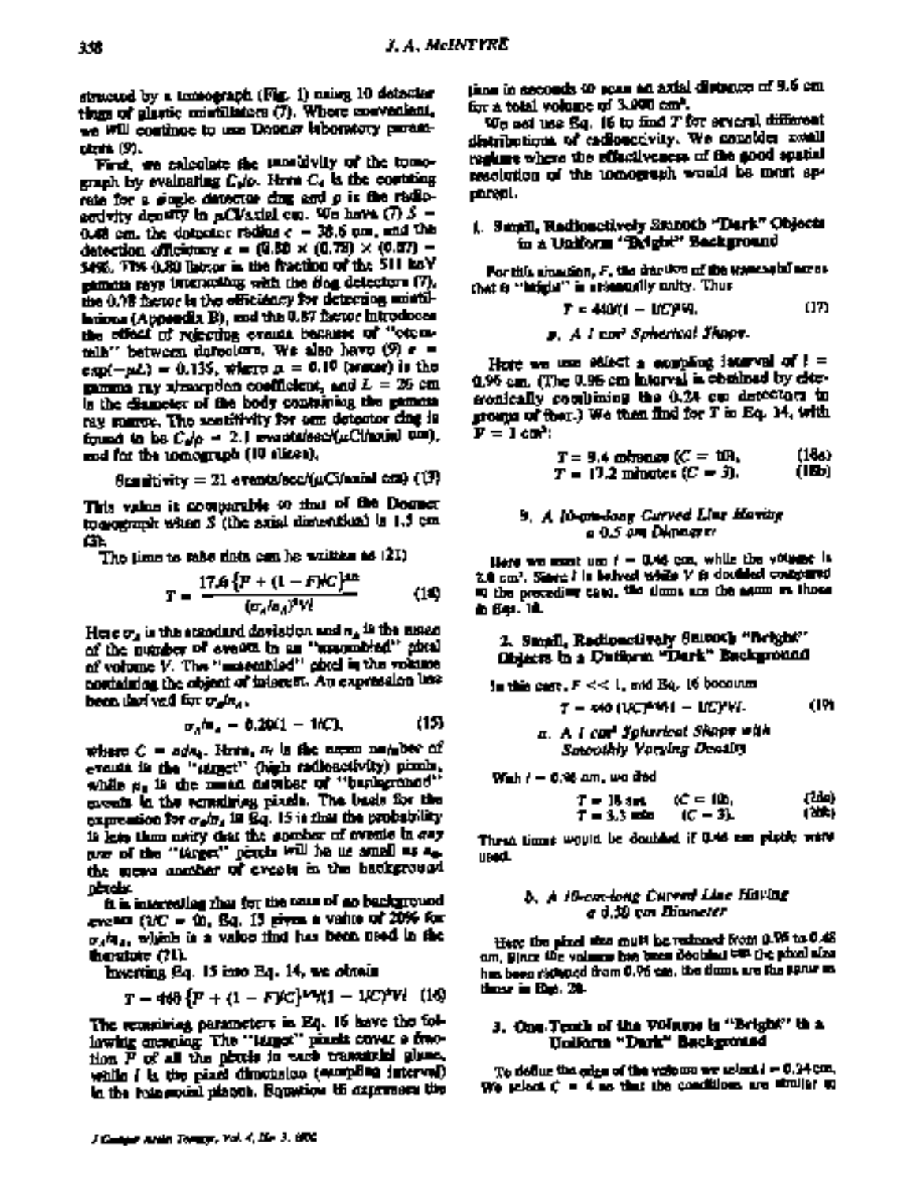structed by a tomograph (Fig. 1) using 10 detector rings of plastic scintillators (7). Where convenient, we will continue to use Donner laboratory parameters (9).

First, we calculate the sensitivity of the tomograph by evaluating $C_d/\rho$. Here $C_d$ is the counting rate for a single detector ring and $\rho$ is the radioactivity density in $\mu$Ci/axial cm. We have (7) $S$ = 0.48 cm, the detector radius $c$ = 38.6 cm, and the detection efficiency $\epsilon$ = (0.80 × (0.78) × (0.87) = 54%. The 0.80 factor is the fraction of the 511 keV gamma rays interacting with the ring detectors (7), the 0.78 factor is the efficiency for detecting scintillations (Appendix B), and the 0.87 factor introduces the effect of rejecting events because of "crosstalk" between detectors. We also have (9) $e = \exp(-\mu L)$ = 0.135, where $\mu$ = 0.10 (water) is the gamma ray absorption coefficient, and $L$ = 20 cm is the diameter of the body containing the gamma ray source. The sensitivity for one detector ring is found to be $C_d/\rho$ = 2.1 events/sec/($\mu$Ci/axial cm), and for the tomograph (10 slices),

$$\text{Sensitivity} = 21 \text{ events/sec/}(\mu\text{Ci/axial cm}) \quad (13)$$

This value is comparable to that of the Donner tomograph when $S$ (the axial dimension) is 1.5 cm (3).

The time to take data can be written as (21)

$$T = \frac{17.6\,\{F + (1 - F)/C\}^{3/2}}{(\sigma_A/n_A)^2 V l} \quad (14)$$

Here $\sigma_A$ is the standard deviation and $n_A$ is the mean of the number of events in an "assembled" pixel of volume $V$. The "assembled" pixel is the volume containing the object of interest. An expression has been derived for $\sigma_A/n_A$,

$$\sigma_A/n_A = 0.20(1 - 1/C), \quad (15)$$

where $C = n/n_B$. Here, $n$ is the mean number of events in the "target" (high radioactivity) pixels, while $n_B$ is the mean number of "background" events in the remaining pixels. The basis for the expression for $\sigma_A/n_A$ in Eq. 15 is thus the probability is less than unity that the number of events in any one of the "target" pixels will be as small as $n_B$, the mean number of events in the background pixels.

It is interesting that for the case of no background events ($1/C$ = 0), Eq. 15 gives a value of 20% for $\sigma_A/n_A$, which is a value that has been used in the literature (21).

Inserting Eq. 15 into Eq. 14, we obtain

$$T = 440\,\{F + (1 - F)/C\}^{3/2}/(1 - 1/C)^2 V l \quad (16)$$

The remaining parameters in Eq. 16 have the following meaning: The "target" pixels cover a fraction $F$ of all the pixels in each transaxial plane, while $l$ is the pixel dimension (sampling interval) in the transaxial planes. Equation 16 expresses the time in seconds to scan an axial distance of 9.6 cm for a total volume of 3,000 cm³.

We next use Eq. 16 to find $T$ for several different distributions of radioactivity. We consider small regions where the effectiveness of the good spatial resolution of the tomograph would be most apparent.

### 1. Small, Radioactively Smooth "Dark" Objects in a Uniform "Bright" Background

For this situation, $F$, the fraction of the transaxial area that is "bright" is essentially unity. Thus

$$T = 440/(1 - 1/C)^2 V l. \quad (17)$$

#### a. A 1 cm³ Spherical Shape.

Here we can select a sampling interval of $l$ = 0.96 cm. (The 0.96 cm interval is obtained by electronically combining the 0.24 cm detectors in groups of four.) We then find for $T$ in Eq. 14, with $V$ = 1 cm³:

$$T = 9.4 \text{ minutes } (C = 10), \quad (18a)$$
$$T = 17.2 \text{ minutes } (C = 3). \quad (18b)$$

#### b. A 10-cm-long Curved Line Having a 0.5 cm Diameter

Here we must use $l$ = 0.48 cm, while the volume is 2.0 cm³. Since $l$ is halved while $V$ is doubled compared to the preceding case, the times are the same as those in Eqs. 18.

### 2. Small, Radioactively Smooth "Bright" Objects in a Uniform "Dark" Background

In this case, $F << 1$, and Eq. 16 becomes

$$T = 440\,(1/C)^{3/2}/(1 - 1/C)^2 V l. \quad (19)$$

#### a. A 1 cm³ Spherical Shape with Smoothly Varying Density

With $l$ = 0.96 cm, we find

$$T = 18 \text{ sec} \quad (C = 10), \quad (20a)$$
$$T = 3.3 \text{ min} \quad (C = 3). \quad (20b)$$

These times would be doubled if 0.48 cm pixels were used.

#### b. A 10-cm-long Curved Line Having a 0.50 cm Diameter

Here the pixel size must be reduced from 0.96 to 0.48 cm. Since the volume has been doubled and the pixel size has been reduced from 0.96 cm, the times are the same as those in Eqs. 20.

### 3. One-Tenth of the Volume is "Bright" in a Uniform "Dark" Background

To define the edge of the volume we select $l$ = 0.24 cm. We select $C$ = 4 so that the conditions are similar to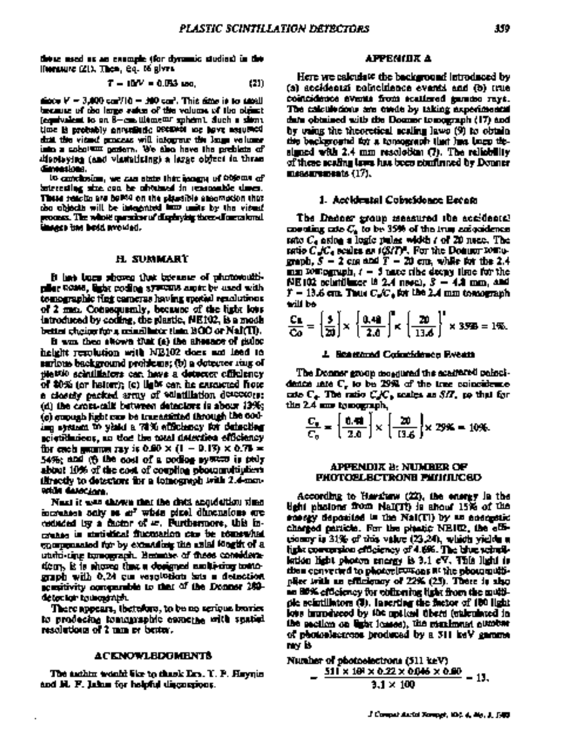those used as an example (for dynamic studies) in the literature (21). Then, Eq. 16 gives

$$T = 10/V = 0.053 \text{ sec}, \qquad (21)$$

since $V = 3{,}000 \text{ cm}^3/10 = 300 \text{ cm}^3$. This time is to small because of the large value of the volume of the object [equivalent to an 8-cm-diameter sphere]. Such a short time is probably unrealistic because we have assumed that the visual process will integrate the large volume into a coherent pattern. We also have the problem of displaying (and visualizing) a large object in three dimensions.

In conclusion, we can state that images of objects of interesting size can be obtained in reasonable times. These results are based on the plausible assumption that the objects will be integrated into units by the visual process. The whole question of displaying three-dimensional images has been avoided.

## H. SUMMARY

It has been shown that because of photomultiplier noise, light coding systems might be used with tomographic ring cameras having spatial resolutions of 2 mm. Consequently, because of the light loss introduced by coding, the plastic, NE102, is a much better choice for a scintillator than BGO or NaI(Tl).

It was then shown that (a) the absence of pulse height resolution with NE102 does not lead to serious background problems; (b) a detector ring of plastic scintillators can have a detector efficiency of 80% (or better); (c) light can be extracted from a closely packed array of scintillation detectors; (d) the cross-talk between detectors is about 13%; (e) enough light can be transmitted through the coding system to yield a 78% efficiency for detecting scintillations, so that the total detection efficiency for each gamma ray is $0.80 \times (1 - 0.13) \times 0.78 = 54\%$; and (f) the cost of a coding system is only about 10% of the cost of coupling photomultipliers directly to detectors for a tomograph with 2.4-mm-wide detectors.

Next it was shown that the data acquisition time increases only as $a^2$ when pixel dimensions are reduced by a factor of $a$. Furthermore, this increase in statistical fluctuation can be somewhat compensated for by extending the axial length of a multi-ring tomograph. Because of these considerations, it is shown that a designed multi-ring tomograph with 0.24 cm resolution has a detection sensitivity comparable to that of the Donner 280-detector tomograph.

There appears, therefore, to be no serious barriers to producing tomographic cameras with spatial resolutions of 2 mm or better.

## ACKNOWLEDGMENTS

The author would like to thank Drs. T. F. Budinger and M. F. Jahns for helpful discussions.

## APPENDIX A

Here we calculate the background introduced by (a) accidental coincidence events and (b) true coincidence events from scattered gamma rays. The calculations are made by taking experimental data obtained with the Donner tomograph (17) and by using the theoretical scaling laws (9) to obtain the background for a tomograph that has been designed with 2.4 mm resolution (7). The reliability of these scaling laws has been confirmed by Donner measurements (17).

### 1. Accidental Coincidence Events

The Donner group measured the accidental counting rate $C_a$ to be 35% of the true coincidence rate $C_0$ using a logic pulse width $t$ of 20 nsec. The ratio $C_a/C_0$ scales as $t(S/T)^n$. For the Donner tomograph, $S = 2$ cm and $T = 20$ cm, while for the 2.4 mm tomograph, $t = 5$ nsec (the decay time for the NE102 scintillator is 2.4 nsec), $S = 4.8$ mm, and $T = 13.6$ cm. Thus $C_a/C_0$ for the 2.4 mm tomograph will be

$$\frac{C_a}{C_0} = \left(\frac{5}{20}\right) \times \left(\frac{0.48}{2.0}\right)^n \times \left(\frac{20}{13.6}\right)^1 \times 35\% = 1\%.$$

### 2. Scattered Coincidence Events

The Donner group measured the scattered coincidence rate $C_s$ to be 29% of the true coincidence rate $C_0$. The ratio $C_s/C_0$ scales as $S/T$, so that for the 2.4 mm tomograph,

$$\frac{C_s}{C_0} = \left(\frac{0.48}{2.0}\right) \times \left(\frac{20}{13.6}\right) \times 29\% = 10\%.$$

## APPENDIX B: NUMBER OF PHOTOELECTRONS PRODUCED

According to Harshaw (22), the energy in the light photons from NaI(Tl) is about 15% of the energy deposited in the NaI(Tl) by an energetic charged particle. For the plastic NE102, the efficiency is 31% of this value (23,24), which yields a light conversion efficiency of 4.6%. The blue scintillation light photon energy is 3.1 eV. This light is then converted to photoelectrons at the photomultiplier with an efficiency of 22% (25). There is also an 80% efficiency for collecting light from the multiple scintillators (8). Inserting the factor of 100 light loss introduced by the optical fibers (calculated in the section on light losses), the maximum number of photoelectrons produced by a 511 keV gamma ray is

$$\text{Number of photoelectrons (511 keV)} = \frac{511 \times 10^3 \times 0.22 \times 0.046 \times 0.80}{3.1 \times 100} = 13.$$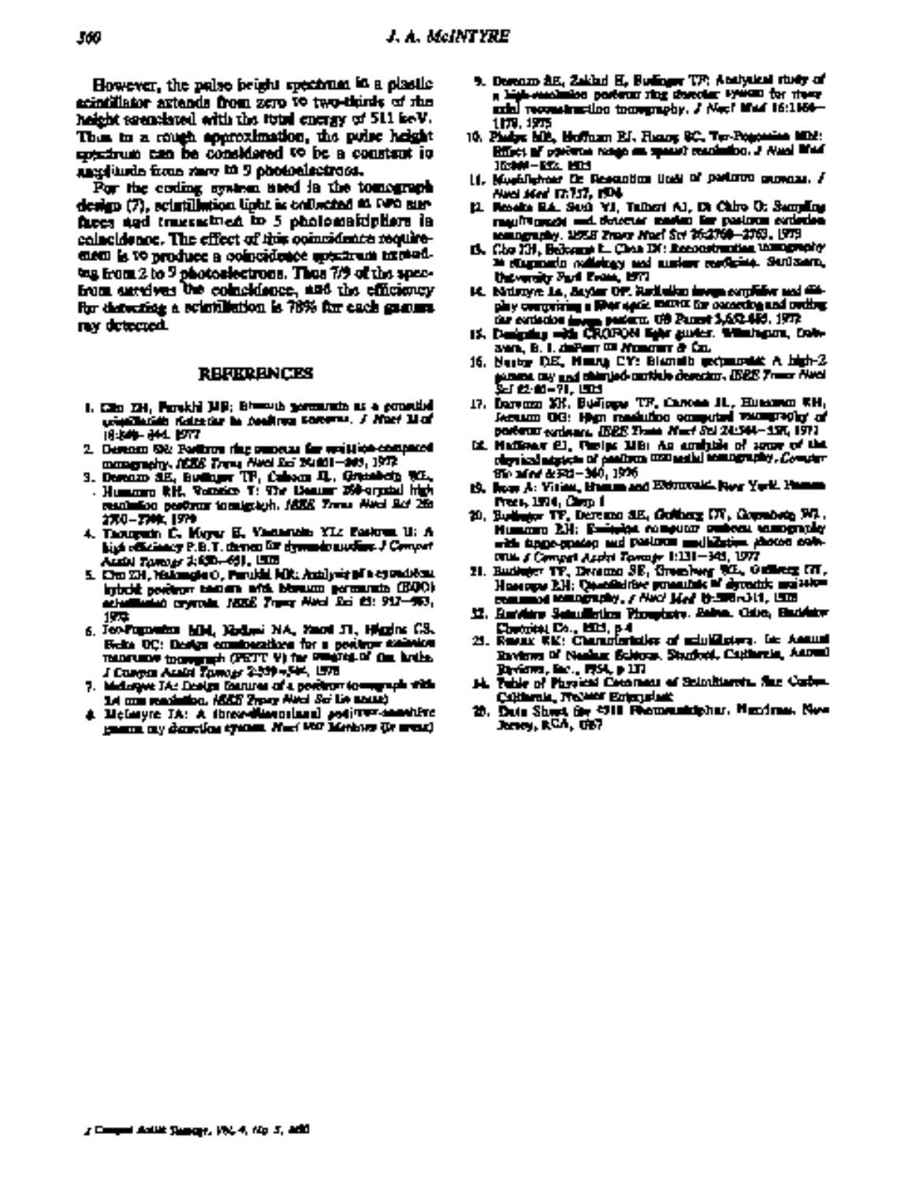However, the pulse height spectrum in a plastic scintillator extends from zero to two-thirds of the height associated with the total energy of 511 keV. Thus to a rough approximation, the pulse height spectrum can be considered to be a constant in amplitude from zero to 9 photoelectrons.

For the coding system used in the tomograph design (7), scintillation light is collected at two surfaces and transmitted to 5 photomultipliers in coincidence. The effect of this coincidence requirement is to produce a coincidence spectrum extending from 2 to 9 photoelectrons. Thus 7/9 of the spectrum survives the coincidence, and the efficiency for detecting a scintillation is 78% for each gamma ray detected.

## REFERENCES

1. Cho ZH, Farukhi MR: Bismuth germanate as a potential scintillation detector in positron cameras. *J Nucl Med* 18:840–844, 1977
2. Derenzo SE: Positron ring cameras for emission-computed tomography. *IEEE Trans Nucl Sci* 24:881–885, 1977
3. Derenzo SE, Budinger TF, Cahoon JL, Greenberg WL, Huesman RH, Vuletich T: The Donner 280-crystal high resolution positron tomograph. *IEEE Trans Nucl Sci* 26: 2790–2793, 1979
4. Thompson C, Meyer E, Yamamoto YL: Positome II: A high efficiency P.E.T. device for dynamic studies. *J Comput Assist Tomogr* 2:650–651, 1978
5. Cho ZH, Nalcioglu O, Farukhi MR: Analysis of a cylindrical hybrid positron camera with bismuth germanate (BGO) scintillation crystals. *IEEE Trans Nucl Sci* 25: 952–963, 1978
6. Ter-Pogossian MM, Mullani NA, Hood JT, Higgins CS, Ficke DC: Design considerations for a positron emission transverse tomograph (PETT V) for imaging of the brain. *J Comput Assist Tomogr* 2:539–544, 1978
7. McIntyre JA: Design features of a positron tomograph with 3.4 mm resolution. *IEEE Trans Nucl Sci* (in press)
8. McIntyre JA: A three-dimensional position-sensitive gamma ray detection system. *Nucl Inst Methods* (in press)
9. Derenzo SE, Zaklad H, Budinger TF: Analytical study of a high-resolution positron ring detector system for transaxial reconstruction tomography. *J Nucl Med* 16:1166–1173, 1975
10. Phelps ME, Hoffman EJ, Huang SC, Ter-Pogossian MM: Effect of positron range on spatial resolution. *J Nucl Med* 16:649–652, 1975
11. Muehllehner G: Resolution limit of positron cameras. *J Nucl Med* 17:757, 1976
12. Brooks RA, Sank VJ, Talbert AJ, Di Chiro G: Sampling requirements and detector motion for positron emission tomography. *IEEE Trans Nucl Sci* 26:2760–2763, 1979
13. Cho ZH, Eriksson L, Chan JK: Reconstruction tomography in diagnostic radiology and nuclear medicine. Baltimore, University Park Press, 1977
14. McIntyre JA, Snyder DF: Radiation image amplifier and display comprising a fiber optic matrix for detecting and coding the emission image pattern. US Patent 3,652,855, 1972
15. Designing with CROFON light guides. Wilmington, Delaware, E. I. duPont de Nemours & Co.
16. Nestor OH, Huang CY: Bismuth germanate: A high-Z gamma ray and charged-particle detector. *IEEE Trans Nucl Sci* 22:68–71, 1975
17. Derenzo SE, Budinger TF, Cahoon JL, Huesman RH, Jackson HG: High resolution computed tomography of positron emitters. *IEEE Trans Nucl Sci* 24:544–558, 1977
18. Hoffman EJ, Phelps ME: An analysis of some of the physical aspects of positron transaxial tomography. *Comput Biol Med* 6:345–360, 1976
19. Rose A: Vision, Human and Electronic. New York, Plenum Press, 1974, Chap 1
20. Budinger TF, Derenzo SE, Gullberg GT, Greenberg WL, Huesman RH: Emission computer assisted tomography with single-photon and positron annihilation photon emitters. *J Comput Assist Tomogr* 1:131–145, 1977
21. Budinger TF, Derenzo SE, Greenberg WL, Gullberg GT, Huesman RH: Quantitative potentials of dynamic emission computed tomography. *J Nucl Med* 19:309–315, 1978
22. Harshaw Scintillation Phosphors. Solon, Ohio, Harshaw Chemical Co., 1975, p 4
23. Swank RK: Characteristics of scintillators. In: Annual Reviews of Nuclear Science. Stanford, California, Annual Reviews, Inc., 1954, p 137
24. Table of Physical Constants of Scintillators. Sun Valley, California, Nuclear Enterprises
25. Data Sheet for 4518 Photomultiplier. Harrison, New Jersey, RCA, 1967